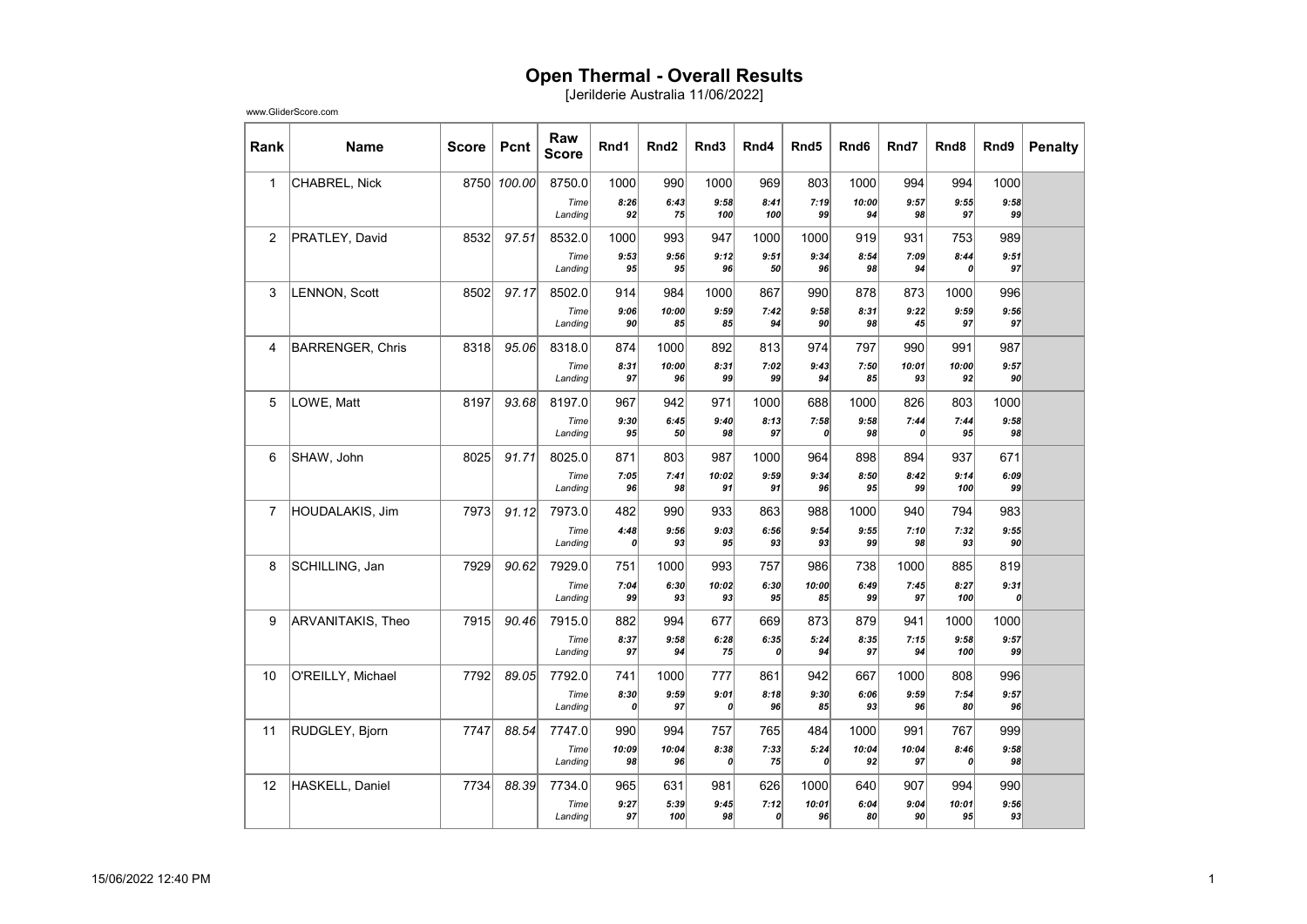# Open Thermal - Overall Results

[Jerilderie Australia 11/06/2022]

www.GliderScore.com

| Rank | Name | Score | Pcnt | Raw Score | Rnd1 | Rnd2 | Rnd3 | Rnd4 | Rnd5 | Rnd6 | Rnd7 | Rnd8 | Rnd9 | Penalty |
|---|---|---|---|---|---|---|---|---|---|---|---|---|---|---|
| 1 | CHABREL, Nick | 8750 | *100.00* | 8750.0 | 1000 | 990 | 1000 | 969 | 803 | 1000 | 994 | 994 | 1000 | |
| | | | | *Time* | ***8:26*** | ***6:43*** | ***9:58*** | ***8:41*** | ***7:19*** | ***10:00*** | ***9:57*** | ***9:55*** | ***9:58*** | |
| | | | | *Landing* | ***92*** | ***75*** | ***100*** | ***100*** | ***99*** | ***94*** | ***98*** | ***97*** | ***99*** | |
| 2 | PRATLEY, David | 8532 | *97.51* | 8532.0 | 1000 | 993 | 947 | 1000 | 1000 | 919 | 931 | 753 | 989 | |
| | | | | *Time* | ***9:53*** | ***9:56*** | ***9:12*** | ***9:51*** | ***9:34*** | ***8:54*** | ***7:09*** | ***8:44*** | ***9:51*** | |
| | | | | *Landing* | ***95*** | ***95*** | ***96*** | ***50*** | ***96*** | ***98*** | ***94*** | ***0*** | ***97*** | |
| 3 | LENNON, Scott | 8502 | *97.17* | 8502.0 | 914 | 984 | 1000 | 867 | 990 | 878 | 873 | 1000 | 996 | |
| | | | | *Time* | ***9:06*** | ***10:00*** | ***9:59*** | ***7:42*** | ***9:58*** | ***8:31*** | ***9:22*** | ***9:59*** | ***9:56*** | |
| | | | | *Landing* | ***90*** | ***85*** | ***85*** | ***94*** | ***90*** | ***98*** | ***45*** | ***97*** | ***97*** | |
| 4 | BARRENGER, Chris | 8318 | *95.06* | 8318.0 | 874 | 1000 | 892 | 813 | 974 | 797 | 990 | 991 | 987 | |
| | | | | *Time* | ***8:31*** | ***10:00*** | ***8:31*** | ***7:02*** | ***9:43*** | ***7:50*** | ***10:01*** | ***10:00*** | ***9:57*** | |
| | | | | *Landing* | ***97*** | ***96*** | ***99*** | ***99*** | ***94*** | ***85*** | ***93*** | ***92*** | ***90*** | |
| 5 | LOWE, Matt | 8197 | *93.68* | 8197.0 | 967 | 942 | 971 | 1000 | 688 | 1000 | 826 | 803 | 1000 | |
| | | | | *Time* | ***9:30*** | ***6:45*** | ***9:40*** | ***8:13*** | ***7:58*** | ***9:58*** | ***7:44*** | ***7:44*** | ***9:58*** | |
| | | | | *Landing* | ***95*** | ***50*** | ***98*** | ***97*** | ***0*** | ***98*** | ***0*** | ***95*** | ***98*** | |
| 6 | SHAW, John | 8025 | *91.71* | 8025.0 | 871 | 803 | 987 | 1000 | 964 | 898 | 894 | 937 | 671 | |
| | | | | *Time* | ***7:05*** | ***7:41*** | ***10:02*** | ***9:59*** | ***9:34*** | ***8:50*** | ***8:42*** | ***9:14*** | ***6:09*** | |
| | | | | *Landing* | ***96*** | ***98*** | ***91*** | ***91*** | ***96*** | ***95*** | ***99*** | ***100*** | ***99*** | |
| 7 | HOUDALAKIS, Jim | 7973 | *91.12* | 7973.0 | 482 | 990 | 933 | 863 | 988 | 1000 | 940 | 794 | 983 | |
| | | | | *Time* | ***4:48*** | ***9:56*** | ***9:03*** | ***6:56*** | ***9:54*** | ***9:55*** | ***7:10*** | ***7:32*** | ***9:55*** | |
| | | | | *Landing* | ***0*** | ***93*** | ***95*** | ***93*** | ***93*** | ***99*** | ***98*** | ***93*** | ***90*** | |
| 8 | SCHILLING, Jan | 7929 | *90.62* | 7929.0 | 751 | 1000 | 993 | 757 | 986 | 738 | 1000 | 885 | 819 | |
| | | | | *Time* | ***7:04*** | ***6:30*** | ***10:02*** | ***6:30*** | ***10:00*** | ***6:49*** | ***7:45*** | ***8:27*** | ***9:31*** | |
| | | | | *Landing* | ***99*** | ***93*** | ***93*** | ***95*** | ***85*** | ***99*** | ***97*** | ***100*** | ***0*** | |
| 9 | ARVANITAKIS, Theo | 7915 | *90.46* | 7915.0 | 882 | 994 | 677 | 669 | 873 | 879 | 941 | 1000 | 1000 | |
| | | | | *Time* | ***8:37*** | ***9:58*** | ***6:28*** | ***6:35*** | ***5:24*** | ***8:35*** | ***7:15*** | ***9:58*** | ***9:57*** | |
| | | | | *Landing* | ***97*** | ***94*** | ***75*** | ***0*** | ***94*** | ***97*** | ***94*** | ***100*** | ***99*** | |
| 10 | O'REILLY, Michael | 7792 | *89.05* | 7792.0 | 741 | 1000 | 777 | 861 | 942 | 667 | 1000 | 808 | 996 | |
| | | | | *Time* | ***8:30*** | ***9:59*** | ***9:01*** | ***8:18*** | ***9:30*** | ***6:06*** | ***9:59*** | ***7:54*** | ***9:57*** | |
| | | | | *Landing* | ***0*** | ***97*** | ***0*** | ***96*** | ***85*** | ***93*** | ***96*** | ***80*** | ***96*** | |
| 11 | RUDGLEY, Bjorn | 7747 | *88.54* | 7747.0 | 990 | 994 | 757 | 765 | 484 | 1000 | 991 | 767 | 999 | |
| | | | | *Time* | ***10:09*** | ***10:04*** | ***8:38*** | ***7:33*** | ***5:24*** | ***10:04*** | ***10:04*** | ***8:46*** | ***9:58*** | |
| | | | | *Landing* | ***98*** | ***96*** | ***0*** | ***75*** | ***0*** | ***92*** | ***97*** | ***0*** | ***98*** | |
| 12 | HASKELL, Daniel | 7734 | *88.39* | 7734.0 | 965 | 631 | 981 | 626 | 1000 | 640 | 907 | 994 | 990 | |
| | | | | *Time* | ***9:27*** | ***5:39*** | ***9:45*** | ***7:12*** | ***10:01*** | ***6:04*** | ***9:04*** | ***10:01*** | ***9:56*** | |
| | | | | *Landing* | ***97*** | ***100*** | ***98*** | ***0*** | ***96*** | ***80*** | ***90*** | ***95*** | ***93*** | |

15/06/2022 12:40 PM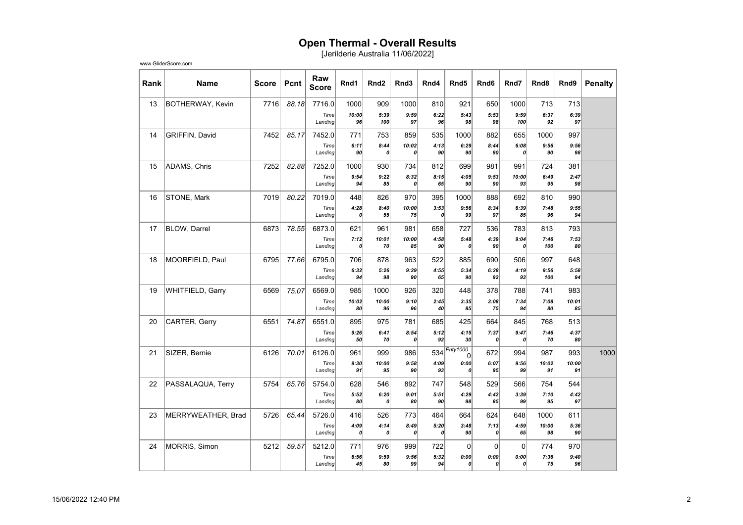# Open Thermal - Overall Results

[Jerilderie Australia 11/06/2022]

www.GliderScore.com

| Rank | Name | Score | Pcnt | Raw Score | Rnd1 | Rnd2 | Rnd3 | Rnd4 | Rnd5 | Rnd6 | Rnd7 | Rnd8 | Rnd9 | Penalty |
|---|---|---|---|---|---|---|---|---|---|---|---|---|---|---|
| 13 | BOTHERWAY, Kevin | 7716 | *88.18* | 7716.0 | 1000 | 909 | 1000 | 810 | 921 | 650 | 1000 | 713 | 713 | |
| | | | | *Time* | ***10:00*** | ***5:39*** | ***9:59*** | ***6:22*** | ***5:43*** | ***5:53*** | ***9:59*** | ***6:37*** | ***6:39*** | |
| | | | | *Landing* | ***96*** | ***100*** | ***97*** | ***96*** | ***98*** | ***98*** | ***100*** | ***92*** | ***97*** | |
| 14 | GRIFFIN, David | 7452 | *85.17* | 7452.0 | 771 | 753 | 859 | 535 | 1000 | 882 | 655 | 1000 | 997 | |
| | | | | *Time* | ***6:11*** | ***8:44*** | ***10:02*** | ***4:13*** | ***6:29*** | ***8:44*** | ***6:08*** | ***9:56*** | ***9:56*** | |
| | | | | *Landing* | ***90*** | ***0*** | ***0*** | ***90*** | ***90*** | ***90*** | ***0*** | ***90*** | ***98*** | |
| 15 | ADAMS, Chris | 7252 | *82.88* | 7252.0 | 1000 | 930 | 734 | 812 | 699 | 981 | 991 | 724 | 381 | |
| | | | | *Time* | ***9:54*** | ***9:22*** | ***8:32*** | ***8:15*** | ***4:05*** | ***9:53*** | ***10:00*** | ***6:49*** | ***2:47*** | |
| | | | | *Landing* | ***94*** | ***85*** | ***0*** | ***65*** | ***90*** | ***90*** | ***93*** | ***95*** | ***98*** | |
| 16 | STONE, Mark | 7019 | *80.22* | 7019.0 | 448 | 826 | 970 | 395 | 1000 | 888 | 692 | 810 | 990 | |
| | | | | *Time* | ***4:28*** | ***8:40*** | ***10:00*** | ***3:53*** | ***9:56*** | ***8:34*** | ***6:39*** | ***7:48*** | ***9:55*** | |
| | | | | *Landing* | ***0*** | ***55*** | ***75*** | ***0*** | ***99*** | ***97*** | ***85*** | ***96*** | ***94*** | |
| 17 | BLOW, Darrel | 6873 | *78.55* | 6873.0 | 621 | 961 | 981 | 658 | 727 | 536 | 783 | 813 | 793 | |
| | | | | *Time* | ***7:12*** | ***10:01*** | ***10:00*** | ***4:58*** | ***5:48*** | ***4:39*** | ***9:04*** | ***7:46*** | ***7:53*** | |
| | | | | *Landing* | ***0*** | ***70*** | ***85*** | ***90*** | ***0*** | ***90*** | ***0*** | ***100*** | ***80*** | |
| 18 | MOORFIELD, Paul | 6795 | *77.66* | 6795.0 | 706 | 878 | 963 | 522 | 885 | 690 | 506 | 997 | 648 | |
| | | | | *Time* | ***6:32*** | ***5:26*** | ***9:29*** | ***4:55*** | ***5:34*** | ***6:28*** | ***4:19*** | ***9:56*** | ***5:58*** | |
| | | | | *Landing* | ***94*** | ***98*** | ***90*** | ***65*** | ***90*** | ***92*** | ***93*** | ***100*** | ***94*** | |
| 19 | WHITFIELD, Garry | 6569 | *75.07* | 6569.0 | 985 | 1000 | 926 | 320 | 448 | 378 | 788 | 741 | 983 | |
| | | | | *Time* | ***10:02*** | ***10:00*** | ***9:10*** | ***2:45*** | ***3:35*** | ***3:08*** | ***7:34*** | ***7:08*** | ***10:01*** | |
| | | | | *Landing* | ***80*** | ***96*** | ***96*** | ***40*** | ***85*** | ***75*** | ***94*** | ***80*** | ***85*** | |
| 20 | CARTER, Gerry | 6551 | *74.87* | 6551.0 | 895 | 975 | 781 | 685 | 425 | 664 | 845 | 768 | 513 | |
| | | | | *Time* | ***9:26*** | ***6:41*** | ***8:54*** | ***5:12*** | ***4:15*** | ***7:37*** | ***9:47*** | ***7:46*** | ***4:37*** | |
| | | | | *Landing* | ***50*** | ***70*** | ***0*** | ***92*** | ***30*** | ***0*** | ***0*** | ***70*** | ***80*** | |
| 21 | SIZER, Bernie | 6126 | *70.01* | 6126.0 | 961 | 999 | 986 | 534 | *Pnty1000* 0 | 672 | 994 | 987 | 993 | 1000 |
| | | | | *Time* | ***9:30*** | ***10:00*** | ***9:58*** | ***4:09*** | ***0:00*** | ***6:07*** | ***9:56*** | ***10:02*** | ***10:00*** | |
| | | | | *Landing* | ***91*** | ***95*** | ***90*** | ***93*** | ***0*** | ***95*** | ***99*** | ***91*** | ***91*** | |
| 22 | PASSALAQUA, Terry | 5754 | *65.76* | 5754.0 | 628 | 546 | 892 | 747 | 548 | 529 | 566 | 754 | 544 | |
| | | | | *Time* | ***5:52*** | ***6:20*** | ***9:01*** | ***5:51*** | ***4:29*** | ***4:42*** | ***3:39*** | ***7:10*** | ***4:42*** | |
| | | | | *Landing* | ***80*** | ***0*** | ***80*** | ***90*** | ***98*** | ***85*** | ***99*** | ***95*** | ***97*** | |
| 23 | MERRYWEATHER, Brad | 5726 | *65.44* | 5726.0 | 416 | 526 | 773 | 464 | 664 | 624 | 648 | 1000 | 611 | |
| | | | | *Time* | ***4:09*** | ***4:14*** | ***8:49*** | ***5:20*** | ***3:48*** | ***7:13*** | ***4:59*** | ***10:00*** | ***5:36*** | |
| | | | | *Landing* | ***0*** | ***0*** | ***0*** | ***0*** | ***90*** | ***0*** | ***65*** | ***98*** | ***90*** | |
| 24 | MORRIS, Simon | 5212 | *59.57* | 5212.0 | 771 | 976 | 999 | 722 | 0 | 0 | 0 | 774 | 970 | |
| | | | | *Time* | ***6:56*** | ***9:59*** | ***9:56*** | ***5:32*** | ***0:00*** | ***0:00*** | ***0:00*** | ***7:36*** | ***9:40*** | |
| | | | | *Landing* | ***45*** | ***80*** | ***99*** | ***94*** | ***0*** | ***0*** | ***0*** | ***75*** | ***96*** | |

15/06/2022 12:40 PM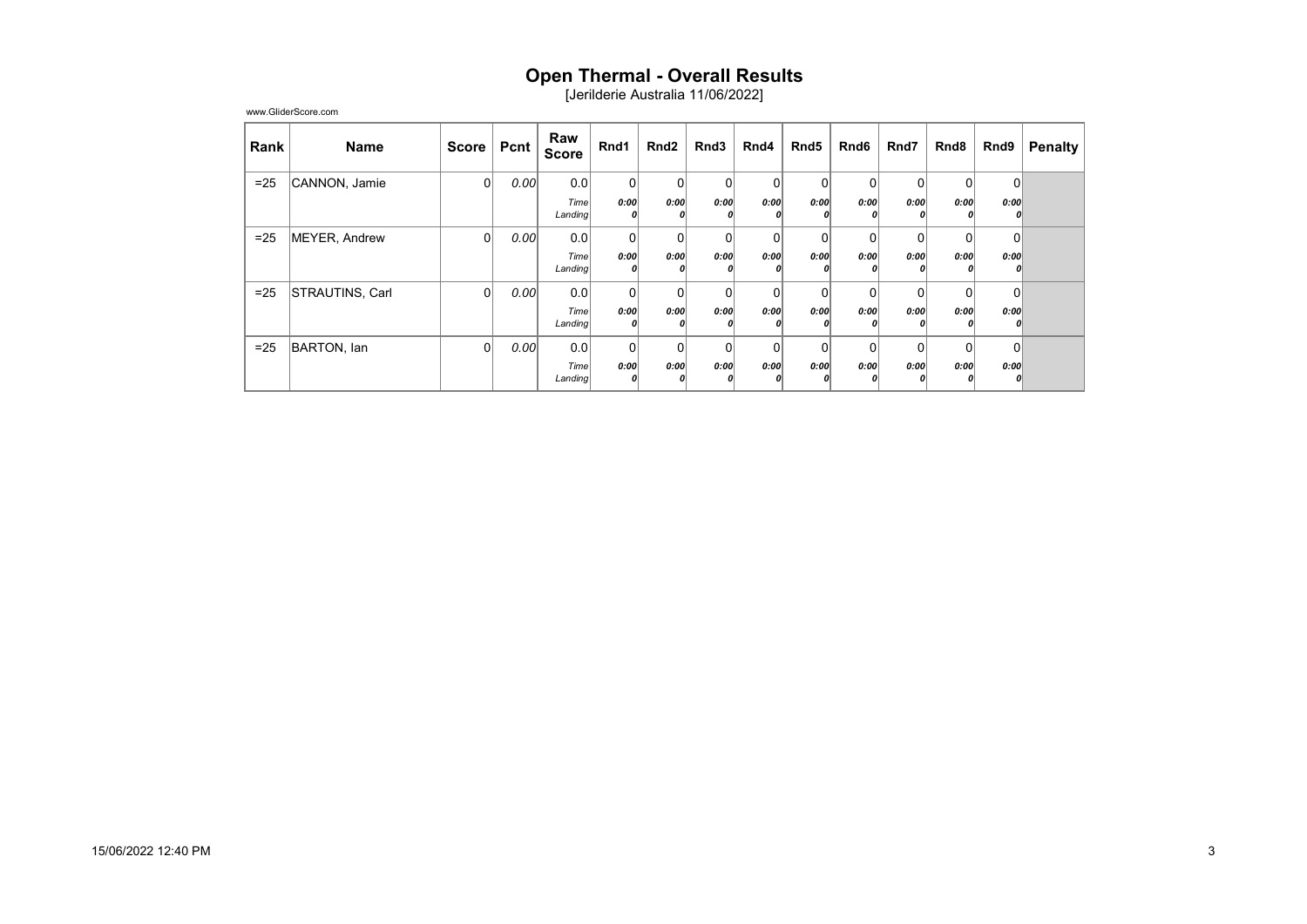# Open Thermal - Overall Results

[Jerilderie Australia 11/06/2022]

www.GliderScore.com

| Rank | Name | Score | Pcnt | Raw Score | Rnd1 | Rnd2 | Rnd3 | Rnd4 | Rnd5 | Rnd6 | Rnd7 | Rnd8 | Rnd9 | Penalty |
|---|---|---|---|---|---|---|---|---|---|---|---|---|---|---|
| =25 | CANNON, Jamie | 0 | *0.00* | 0.0 | 0 | 0 | 0 | 0 | 0 | 0 | 0 | 0 | 0 | |
| | | | | *Time* | ***0:00*** | ***0:00*** | ***0:00*** | ***0:00*** | ***0:00*** | ***0:00*** | ***0:00*** | ***0:00*** | ***0:00*** | |
| | | | | *Landing* | ***0*** | ***0*** | ***0*** | ***0*** | ***0*** | ***0*** | ***0*** | ***0*** | ***0*** | |
| =25 | MEYER, Andrew | 0 | *0.00* | 0.0 | 0 | 0 | 0 | 0 | 0 | 0 | 0 | 0 | 0 | |
| | | | | *Time* | ***0:00*** | ***0:00*** | ***0:00*** | ***0:00*** | ***0:00*** | ***0:00*** | ***0:00*** | ***0:00*** | ***0:00*** | |
| | | | | *Landing* | ***0*** | ***0*** | ***0*** | ***0*** | ***0*** | ***0*** | ***0*** | ***0*** | ***0*** | |
| =25 | STRAUTINS, Carl | 0 | *0.00* | 0.0 | 0 | 0 | 0 | 0 | 0 | 0 | 0 | 0 | 0 | |
| | | | | *Time* | ***0:00*** | ***0:00*** | ***0:00*** | ***0:00*** | ***0:00*** | ***0:00*** | ***0:00*** | ***0:00*** | ***0:00*** | |
| | | | | *Landing* | ***0*** | ***0*** | ***0*** | ***0*** | ***0*** | ***0*** | ***0*** | ***0*** | ***0*** | |
| =25 | BARTON, Ian | 0 | *0.00* | 0.0 | 0 | 0 | 0 | 0 | 0 | 0 | 0 | 0 | 0 | |
| | | | | *Time* | ***0:00*** | ***0:00*** | ***0:00*** | ***0:00*** | ***0:00*** | ***0:00*** | ***0:00*** | ***0:00*** | ***0:00*** | |
| | | | | *Landing* | ***0*** | ***0*** | ***0*** | ***0*** | ***0*** | ***0*** | ***0*** | ***0*** | ***0*** | |

15/06/2022 12:40 PM